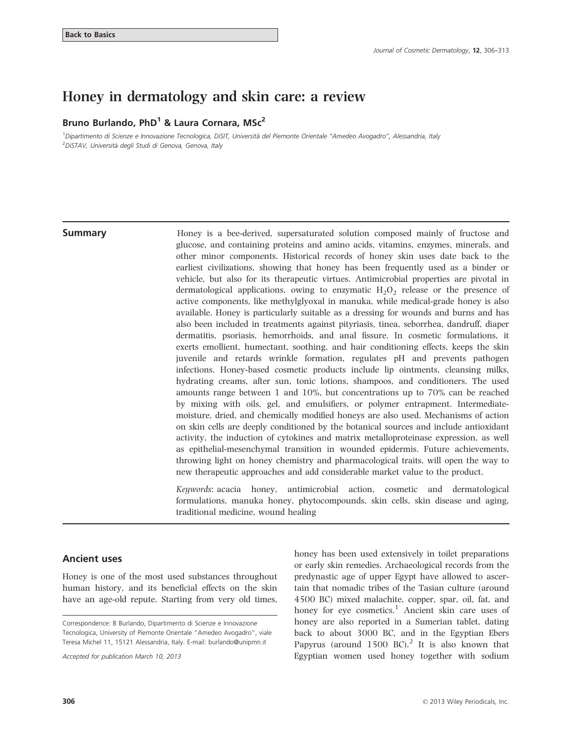Back to Basics

# Honey in dermatology and skin care: a review

**Bruno Burlando, PhD[1] & Laura Cornara, MSc[2]**

[1]Dipartimento di Scienze e Innovazione Tecnologica, DiSIT, Università del Piemonte Orientale "Amedeo Avogadro", Alessandria, Italy
[2]DiSTAV, Università degli Studi di Genova, Genova, Italy

## Summary

Honey is a bee-derived, supersaturated solution composed mainly of fructose and glucose, and containing proteins and amino acids, vitamins, enzymes, minerals, and other minor components. Historical records of honey skin uses date back to the earliest civilizations, showing that honey has been frequently used as a binder or vehicle, but also for its therapeutic virtues. Antimicrobial properties are pivotal in dermatological applications, owing to enzymatic $H_2O_2$ release or the presence of active components, like methylglyoxal in manuka, while medical-grade honey is also available. Honey is particularly suitable as a dressing for wounds and burns and has also been included in treatments against pityriasis, tinea, seborrhea, dandruff, diaper dermatitis, psoriasis, hemorrhoids, and anal fissure. In cosmetic formulations, it exerts emollient, humectant, soothing, and hair conditioning effects, keeps the skin juvenile and retards wrinkle formation, regulates pH and prevents pathogen infections. Honey-based cosmetic products include lip ointments, cleansing milks, hydrating creams, after sun, tonic lotions, shampoos, and conditioners. The used amounts range between 1 and 10%, but concentrations up to 70% can be reached by mixing with oils, gel, and emulsifiers, or polymer entrapment. Intermediate-moisture, dried, and chemically modified honeys are also used. Mechanisms of action on skin cells are deeply conditioned by the botanical sources and include antioxidant activity, the induction of cytokines and matrix metalloproteinase expression, as well as epithelial-mesenchymal transition in wounded epidermis. Future achievements, throwing light on honey chemistry and pharmacological traits, will open the way to new therapeutic approaches and add considerable market value to the product.

*Keywords*: acacia honey, antimicrobial action, cosmetic and dermatological formulations, manuka honey, phytocompounds, skin cells, skin disease and aging, traditional medicine, wound healing

## Ancient uses

Honey is one of the most used substances throughout human history, and its beneficial effects on the skin have an age-old repute. Starting from very old times, honey has been used extensively in toilet preparations or early skin remedies. Archaeological records from the predynastic age of upper Egypt have allowed to ascertain that nomadic tribes of the Tasian culture (around 4500 BC) mixed malachite, copper, spar, oil, fat, and honey for eye cosmetics.[1] Ancient skin care uses of honey are also reported in a Sumerian tablet, dating back to about 3000 BC, and in the Egyptian Ebers Papyrus (around 1500 BC).[2] It is also known that Egyptian women used honey together with sodium

Correspondence: B Burlando, Dipartimento di Scienze e Innovazione Tecnologica, University of Piemonte Orientale "Amedeo Avogadro", viale Teresa Michel 11, 15121 Alessandria, Italy. E-mail: burlando@unipmn.it

*Accepted for publication March 10, 2013*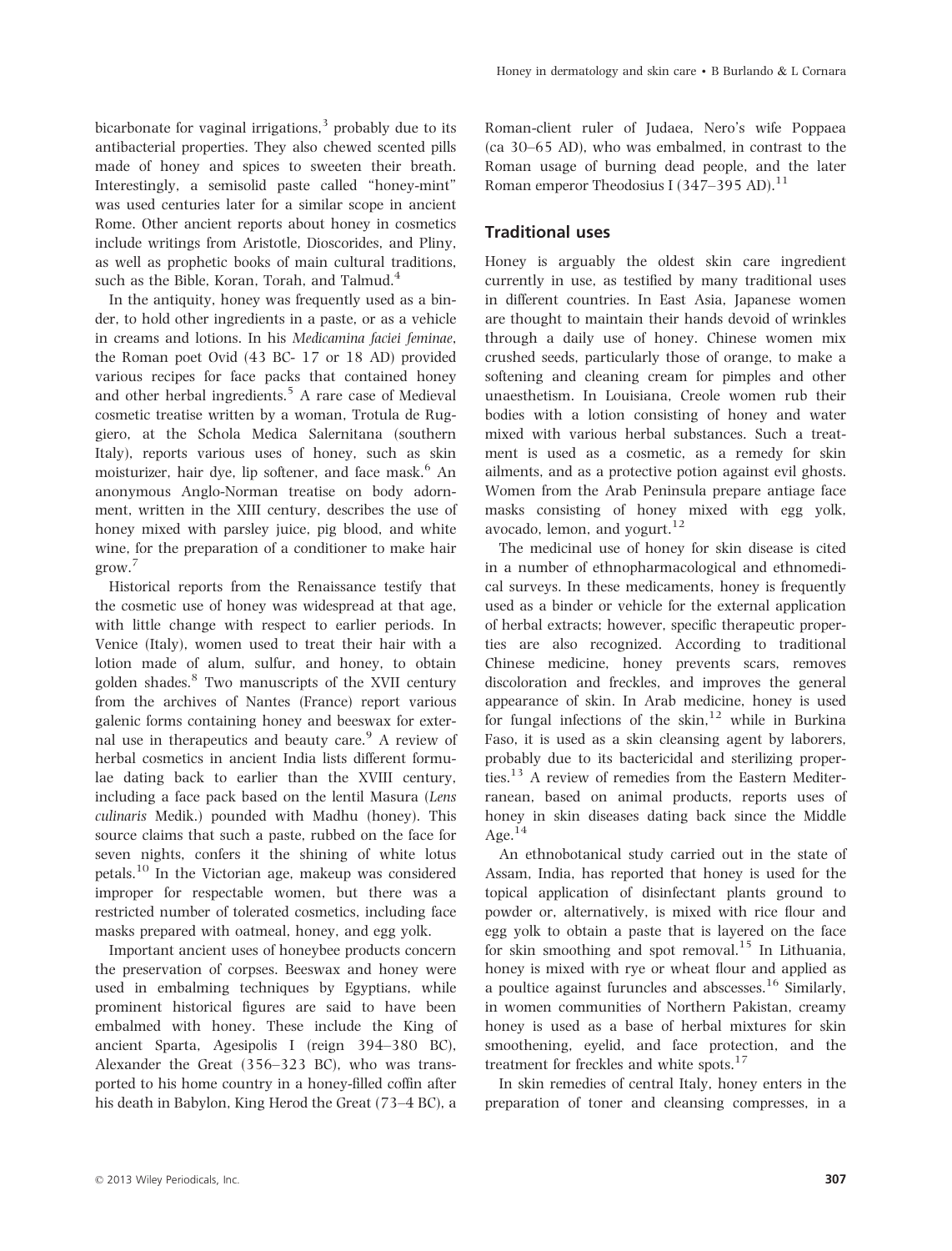bicarbonate for vaginal irrigations,[3] probably due to its antibacterial properties. They also chewed scented pills made of honey and spices to sweeten their breath. Interestingly, a semisolid paste called "honey-mint" was used centuries later for a similar scope in ancient Rome. Other ancient reports about honey in cosmetics include writings from Aristotle, Dioscorides, and Pliny, as well as prophetic books of main cultural traditions, such as the Bible, Koran, Torah, and Talmud.[4]

In the antiquity, honey was frequently used as a binder, to hold other ingredients in a paste, or as a vehicle in creams and lotions. In his *Medicamina faciei feminae*, the Roman poet Ovid (43 BC- 17 or 18 AD) provided various recipes for face packs that contained honey and other herbal ingredients.[5] A rare case of Medieval cosmetic treatise written by a woman, Trotula de Ruggiero, at the Schola Medica Salernitana (southern Italy), reports various uses of honey, such as skin moisturizer, hair dye, lip softener, and face mask.[6] An anonymous Anglo-Norman treatise on body adornment, written in the XIII century, describes the use of honey mixed with parsley juice, pig blood, and white wine, for the preparation of a conditioner to make hair grow.[7]

Historical reports from the Renaissance testify that the cosmetic use of honey was widespread at that age, with little change with respect to earlier periods. In Venice (Italy), women used to treat their hair with a lotion made of alum, sulfur, and honey, to obtain golden shades.[8] Two manuscripts of the XVII century from the archives of Nantes (France) report various galenic forms containing honey and beeswax for external use in therapeutics and beauty care.[9] A review of herbal cosmetics in ancient India lists different formulae dating back to earlier than the XVIII century, including a face pack based on the lentil Masura (*Lens culinaris* Medik.) pounded with Madhu (honey). This source claims that such a paste, rubbed on the face for seven nights, confers it the shining of white lotus petals.[10] In the Victorian age, makeup was considered improper for respectable women, but there was a restricted number of tolerated cosmetics, including face masks prepared with oatmeal, honey, and egg yolk.

Important ancient uses of honeybee products concern the preservation of corpses. Beeswax and honey were used in embalming techniques by Egyptians, while prominent historical figures are said to have been embalmed with honey. These include the King of ancient Sparta, Agesipolis I (reign 394–380 BC), Alexander the Great (356–323 BC), who was transported to his home country in a honey-filled coffin after his death in Babylon, King Herod the Great (73–4 BC), a Roman-client ruler of Judaea, Nero's wife Poppaea (ca 30–65 AD), who was embalmed, in contrast to the Roman usage of burning dead people, and the later Roman emperor Theodosius I (347–395 AD).[11]

## Traditional uses

Honey is arguably the oldest skin care ingredient currently in use, as testified by many traditional uses in different countries. In East Asia, Japanese women are thought to maintain their hands devoid of wrinkles through a daily use of honey. Chinese women mix crushed seeds, particularly those of orange, to make a softening and cleaning cream for pimples and other unaesthetism. In Louisiana, Creole women rub their bodies with a lotion consisting of honey and water mixed with various herbal substances. Such a treatment is used as a cosmetic, as a remedy for skin ailments, and as a protective potion against evil ghosts. Women from the Arab Peninsula prepare antiage face masks consisting of honey mixed with egg yolk, avocado, lemon, and yogurt.[12]

The medicinal use of honey for skin disease is cited in a number of ethnopharmacological and ethnomedical surveys. In these medicaments, honey is frequently used as a binder or vehicle for the external application of herbal extracts; however, specific therapeutic properties are also recognized. According to traditional Chinese medicine, honey prevents scars, removes discoloration and freckles, and improves the general appearance of skin. In Arab medicine, honey is used for fungal infections of the skin,[12] while in Burkina Faso, it is used as a skin cleansing agent by laborers, probably due to its bactericidal and sterilizing properties.[13] A review of remedies from the Eastern Mediterranean, based on animal products, reports uses of honey in skin diseases dating back since the Middle Age.[14]

An ethnobotanical study carried out in the state of Assam, India, has reported that honey is used for the topical application of disinfectant plants ground to powder or, alternatively, is mixed with rice flour and egg yolk to obtain a paste that is layered on the face for skin smoothing and spot removal.[15] In Lithuania, honey is mixed with rye or wheat flour and applied as a poultice against furuncles and abscesses.[16] Similarly, in women communities of Northern Pakistan, creamy honey is used as a base of herbal mixtures for skin smoothening, eyelid, and face protection, and the treatment for freckles and white spots.[17]

In skin remedies of central Italy, honey enters in the preparation of toner and cleansing compresses, in a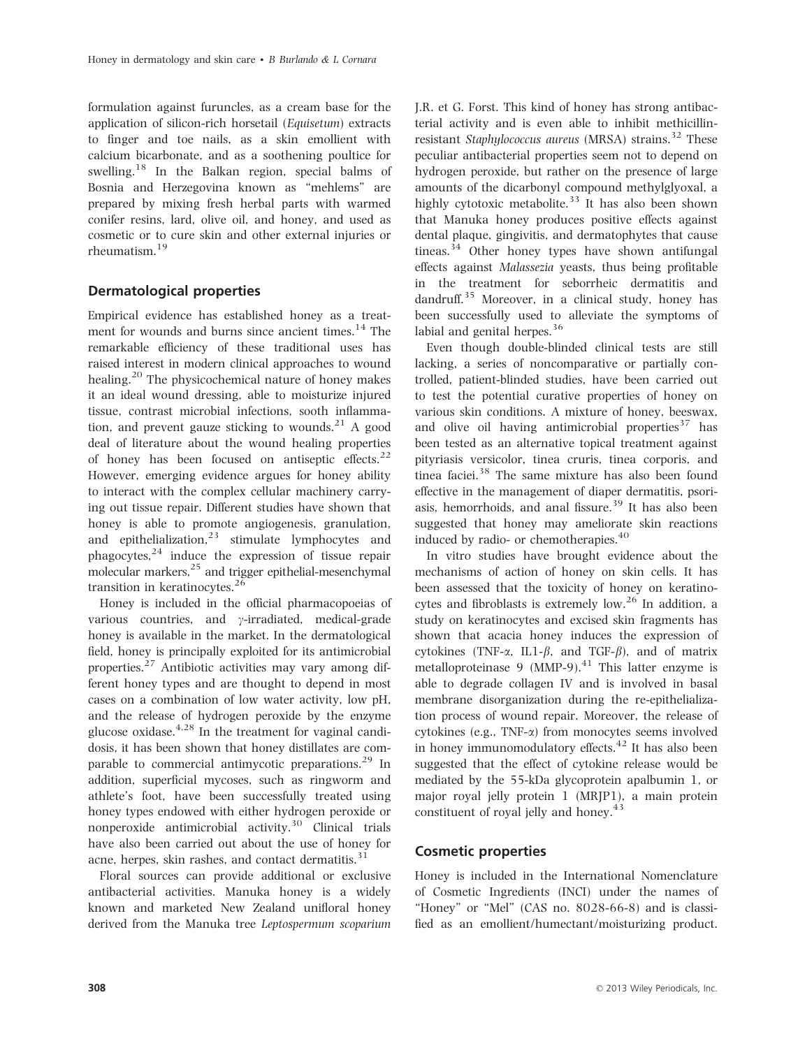formulation against furuncles, as a cream base for the application of silicon-rich horsetail (*Equisetum*) extracts to finger and toe nails, as a skin emollient with calcium bicarbonate, and as a soothening poultice for swelling.[18] In the Balkan region, special balms of Bosnia and Herzegovina known as "mehlems" are prepared by mixing fresh herbal parts with warmed conifer resins, lard, olive oil, and honey, and used as cosmetic or to cure skin and other external injuries or rheumatism.[19]

## Dermatological properties

Empirical evidence has established honey as a treatment for wounds and burns since ancient times.[14] The remarkable efficiency of these traditional uses has raised interest in modern clinical approaches to wound healing.[20] The physicochemical nature of honey makes it an ideal wound dressing, able to moisturize injured tissue, contrast microbial infections, sooth inflammation, and prevent gauze sticking to wounds.[21] A good deal of literature about the wound healing properties of honey has been focused on antiseptic effects.[22] However, emerging evidence argues for honey ability to interact with the complex cellular machinery carrying out tissue repair. Different studies have shown that honey is able to promote angiogenesis, granulation, and epithelialization,[23] stimulate lymphocytes and phagocytes,[24] induce the expression of tissue repair molecular markers,[25] and trigger epithelial-mesenchymal transition in keratinocytes.[26]

Honey is included in the official pharmacopoeias of various countries, and $\gamma$-irradiated, medical-grade honey is available in the market. In the dermatological field, honey is principally exploited for its antimicrobial properties.[27] Antibiotic activities may vary among different honey types and are thought to depend in most cases on a combination of low water activity, low pH, and the release of hydrogen peroxide by the enzyme glucose oxidase.[4,28] In the treatment for vaginal candidosis, it has been shown that honey distillates are comparable to commercial antimycotic preparations.[29] In addition, superficial mycoses, such as ringworm and athlete's foot, have been successfully treated using honey types endowed with either hydrogen peroxide or nonperoxide antimicrobial activity.[30] Clinical trials have also been carried out about the use of honey for acne, herpes, skin rashes, and contact dermatitis.[31]

Floral sources can provide additional or exclusive antibacterial activities. Manuka honey is a widely known and marketed New Zealand unifloral honey derived from the Manuka tree *Leptospermum scoparium* J.R. et G. Forst. This kind of honey has strong antibacterial activity and is even able to inhibit methicillin-resistant *Staphylococcus aureus* (MRSA) strains.[32] These peculiar antibacterial properties seem not to depend on hydrogen peroxide, but rather on the presence of large amounts of the dicarbonyl compound methylglyoxal, a highly cytotoxic metabolite.[33] It has also been shown that Manuka honey produces positive effects against dental plaque, gingivitis, and dermatophytes that cause tineas.[34] Other honey types have shown antifungal effects against *Malassezia* yeasts, thus being profitable in the treatment for seborrheic dermatitis and dandruff.[35] Moreover, in a clinical study, honey has been successfully used to alleviate the symptoms of labial and genital herpes.[36]

Even though double-blinded clinical tests are still lacking, a series of noncomparative or partially controlled, patient-blinded studies, have been carried out to test the potential curative properties of honey on various skin conditions. A mixture of honey, beeswax, and olive oil having antimicrobial properties[37] has been tested as an alternative topical treatment against pityriasis versicolor, tinea cruris, tinea corporis, and tinea faciei.[38] The same mixture has also been found effective in the management of diaper dermatitis, psoriasis, hemorrhoids, and anal fissure.[39] It has also been suggested that honey may ameliorate skin reactions induced by radio- or chemotherapies.[40]

In vitro studies have brought evidence about the mechanisms of action of honey on skin cells. It has been assessed that the toxicity of honey on keratinocytes and fibroblasts is extremely low.[26] In addition, a study on keratinocytes and excised skin fragments has shown that acacia honey induces the expression of cytokines (TNF-$\alpha$, IL1-$\beta$, and TGF-$\beta$), and of matrix metalloproteinase 9 (MMP-9).[41] This latter enzyme is able to degrade collagen IV and is involved in basal membrane disorganization during the re-epithelialization process of wound repair. Moreover, the release of cytokines (e.g., TNF-$\alpha$) from monocytes seems involved in honey immunomodulatory effects.[42] It has also been suggested that the effect of cytokine release would be mediated by the 55-kDa glycoprotein apalbumin 1, or major royal jelly protein 1 (MRJP1), a main protein constituent of royal jelly and honey.[43]

## Cosmetic properties

Honey is included in the International Nomenclature of Cosmetic Ingredients (INCI) under the names of "Honey" or "Mel" (CAS no. 8028-66-8) and is classified as an emollient/humectant/moisturizing product.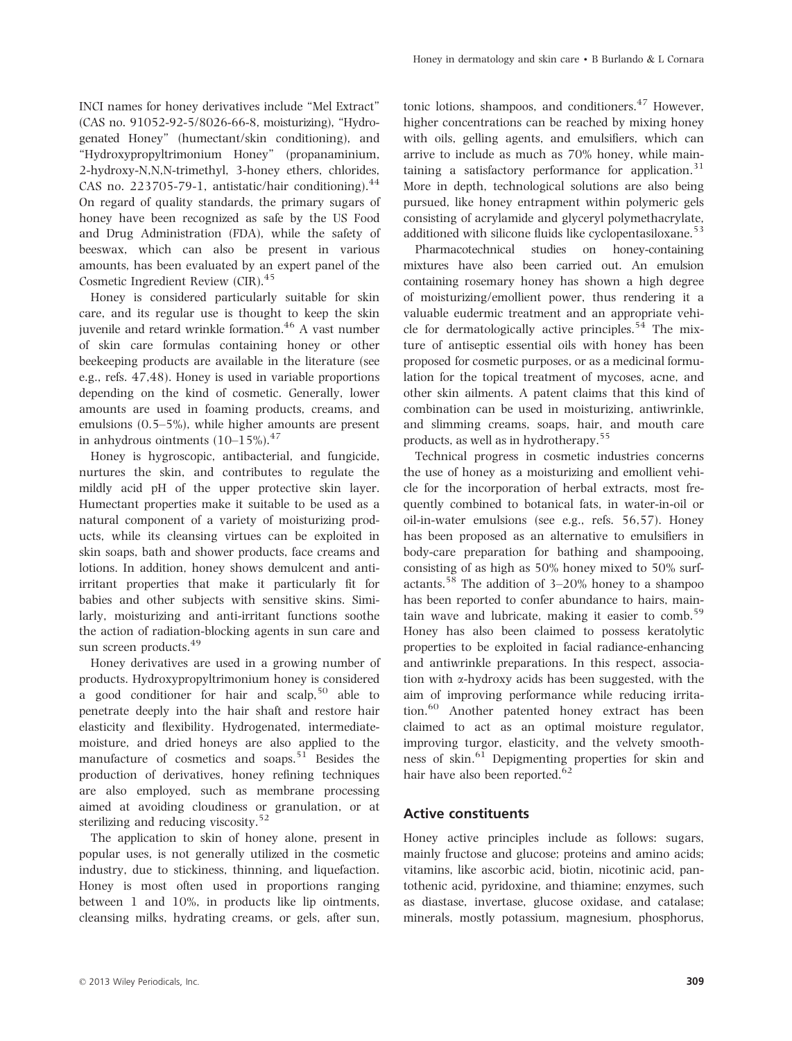INCI names for honey derivatives include "Mel Extract" (CAS no. 91052-92-5/8026-66-8, moisturizing), "Hydrogenated Honey" (humectant/skin conditioning), and "Hydroxypropyltrimonium Honey" (propanaminium, 2-hydroxy-N,N,N-trimethyl, 3-honey ethers, chlorides, CAS no. 223705-79-1, antistatic/hair conditioning).[44] On regard of quality standards, the primary sugars of honey have been recognized as safe by the US Food and Drug Administration (FDA), while the safety of beeswax, which can also be present in various amounts, has been evaluated by an expert panel of the Cosmetic Ingredient Review (CIR).[45]

Honey is considered particularly suitable for skin care, and its regular use is thought to keep the skin juvenile and retard wrinkle formation.[46] A vast number of skin care formulas containing honey or other beekeeping products are available in the literature (see e.g., refs. 47,48). Honey is used in variable proportions depending on the kind of cosmetic. Generally, lower amounts are used in foaming products, creams, and emulsions (0.5–5%), while higher amounts are present in anhydrous ointments (10–15%).[47]

Honey is hygroscopic, antibacterial, and fungicide, nurtures the skin, and contributes to regulate the mildly acid pH of the upper protective skin layer. Humectant properties make it suitable to be used as a natural component of a variety of moisturizing products, while its cleansing virtues can be exploited in skin soaps, bath and shower products, face creams and lotions. In addition, honey shows demulcent and anti-irritant properties that make it particularly fit for babies and other subjects with sensitive skins. Similarly, moisturizing and anti-irritant functions soothe the action of radiation-blocking agents in sun care and sun screen products.[49]

Honey derivatives are used in a growing number of products. Hydroxypropyltrimonium honey is considered a good conditioner for hair and scalp,[50] able to penetrate deeply into the hair shaft and restore hair elasticity and flexibility. Hydrogenated, intermediate-moisture, and dried honeys are also applied to the manufacture of cosmetics and soaps.[51] Besides the production of derivatives, honey refining techniques are also employed, such as membrane processing aimed at avoiding cloudiness or granulation, or at sterilizing and reducing viscosity.[52]

The application to skin of honey alone, present in popular uses, is not generally utilized in the cosmetic industry, due to stickiness, thinning, and liquefaction. Honey is most often used in proportions ranging between 1 and 10%, in products like lip ointments, cleansing milks, hydrating creams, or gels, after sun, tonic lotions, shampoos, and conditioners.[47] However, higher concentrations can be reached by mixing honey with oils, gelling agents, and emulsifiers, which can arrive to include as much as 70% honey, while maintaining a satisfactory performance for application.[31] More in depth, technological solutions are also being pursued, like honey entrapment within polymeric gels consisting of acrylamide and glyceryl polymethacrylate, additioned with silicone fluids like cyclopentasiloxane.[53]

Pharmacotechnical studies on honey-containing mixtures have also been carried out. An emulsion containing rosemary honey has shown a high degree of moisturizing/emollient power, thus rendering it a valuable eudermic treatment and an appropriate vehicle for dermatologically active principles.[54] The mixture of antiseptic essential oils with honey has been proposed for cosmetic purposes, or as a medicinal formulation for the topical treatment of mycoses, acne, and other skin ailments. A patent claims that this kind of combination can be used in moisturizing, antiwrinkle, and slimming creams, soaps, hair, and mouth care products, as well as in hydrotherapy.[55]

Technical progress in cosmetic industries concerns the use of honey as a moisturizing and emollient vehicle for the incorporation of herbal extracts, most frequently combined to botanical fats, in water-in-oil or oil-in-water emulsions (see e.g., refs. 56,57). Honey has been proposed as an alternative to emulsifiers in body-care preparation for bathing and shampooing, consisting of as high as 50% honey mixed to 50% surfactants.[58] The addition of 3–20% honey to a shampoo has been reported to confer abundance to hairs, maintain wave and lubricate, making it easier to comb.[59] Honey has also been claimed to possess keratolytic properties to be exploited in facial radiance-enhancing and antiwrinkle preparations. In this respect, association with α-hydroxy acids has been suggested, with the aim of improving performance while reducing irritation.[60] Another patented honey extract has been claimed to act as an optimal moisture regulator, improving turgor, elasticity, and the velvety smoothness of skin.[61] Depigmenting properties for skin and hair have also been reported.[62]

## Active constituents

Honey active principles include as follows: sugars, mainly fructose and glucose; proteins and amino acids; vitamins, like ascorbic acid, biotin, nicotinic acid, pantothenic acid, pyridoxine, and thiamine; enzymes, such as diastase, invertase, glucose oxidase, and catalase; minerals, mostly potassium, magnesium, phosphorus,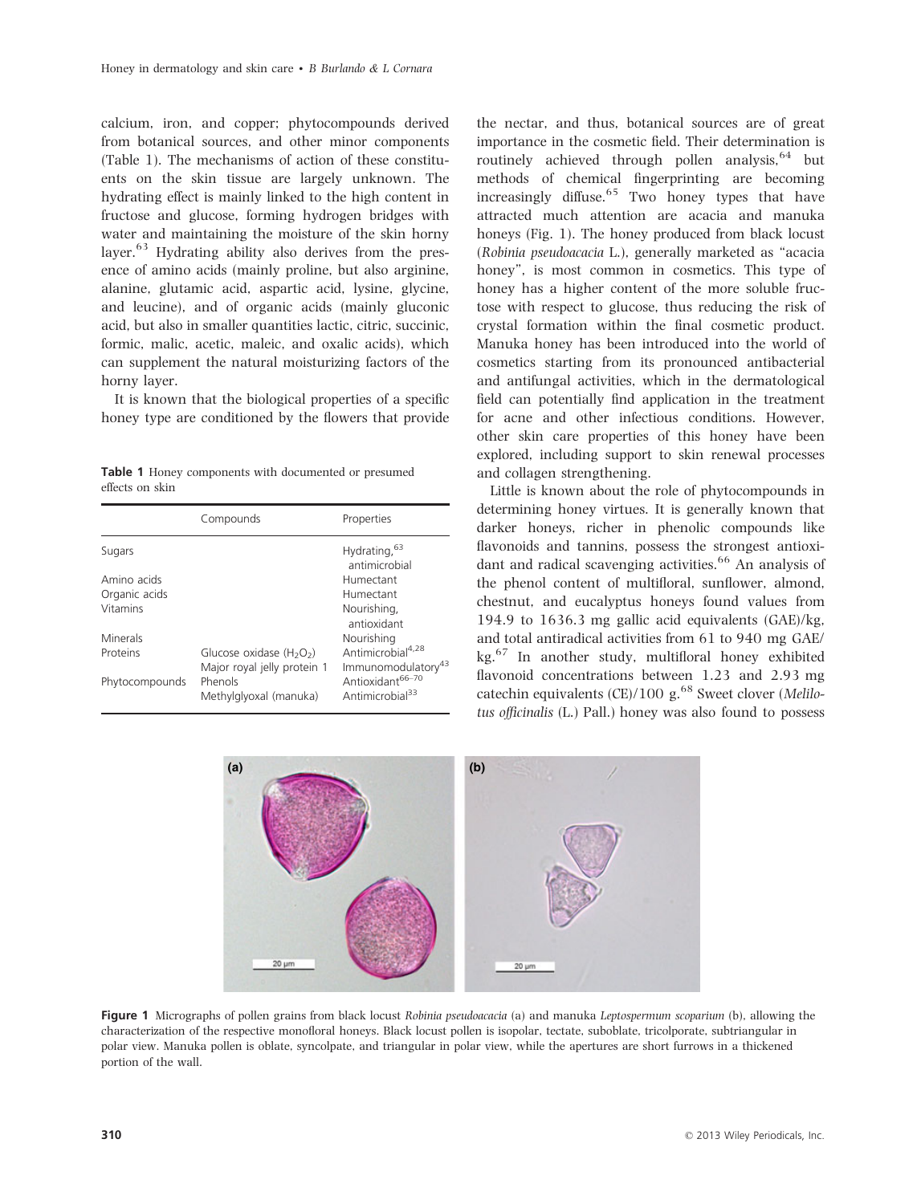calcium, iron, and copper; phytocompounds derived from botanical sources, and other minor components (Table 1). The mechanisms of action of these constituents on the skin tissue are largely unknown. The hydrating effect is mainly linked to the high content in fructose and glucose, forming hydrogen bridges with water and maintaining the moisture of the skin horny layer.[63] Hydrating ability also derives from the presence of amino acids (mainly proline, but also arginine, alanine, glutamic acid, aspartic acid, lysine, glycine, and leucine), and of organic acids (mainly gluconic acid, but also in smaller quantities lactic, citric, succinic, formic, malic, acetic, maleic, and oxalic acids), which can supplement the natural moisturizing factors of the horny layer.

It is known that the biological properties of a specific honey type are conditioned by the flowers that provide the nectar, and thus, botanical sources are of great importance in the cosmetic field. Their determination is routinely achieved through pollen analysis,[64] but methods of chemical fingerprinting are becoming increasingly diffuse.[65] Two honey types that have attracted much attention are acacia and manuka honeys (Fig. 1). The honey produced from black locust (*Robinia pseudoacacia* L.), generally marketed as "acacia honey", is most common in cosmetics. This type of honey has a higher content of the more soluble fructose with respect to glucose, thus reducing the risk of crystal formation within the final cosmetic product. Manuka honey has been introduced into the world of cosmetics starting from its pronounced antibacterial and antifungal activities, which in the dermatological field can potentially find application in the treatment for acne and other infectious conditions. However, other skin care properties of this honey have been explored, including support to skin renewal processes and collagen strengthening.

**Table 1** Honey components with documented or presumed effects on skin

| | Compounds | Properties |
|---|---|---|
| Sugars | | Hydrating,[63] antimicrobial |
| Amino acids | | Humectant |
| Organic acids | | Humectant |
| Vitamins | | Nourishing, antioxidant |
| Minerals | | Nourishing |
| Proteins | Glucose oxidase ($H_2O_2$) | Antimicrobial[4,28] |
| | Major royal jelly protein 1 | Immunomodulatory[43] |
| Phytocompounds | Phenols | Antioxidant[66–70] |
| | Methylglyoxal (manuka) | Antimicrobial[33] |

Little is known about the role of phytocompounds in determining honey virtues. It is generally known that darker honeys, richer in phenolic compounds like flavonoids and tannins, possess the strongest antioxidant and radical scavenging activities.[66] An analysis of the phenol content of multifloral, sunflower, almond, chestnut, and eucalyptus honeys found values from 194.9 to 1636.3 mg gallic acid equivalents (GAE)/kg, and total antiradical activities from 61 to 940 mg GAE/kg.[67] In another study, multifloral honey exhibited flavonoid concentrations between 1.23 and 2.93 mg catechin equivalents (CE)/100 g.[68] Sweet clover (*Melilotus officinalis* (L.) Pall.) honey was also found to possess

**Figure 1** Micrographs of pollen grains from black locust *Robinia pseudoacacia* (a) and manuka *Leptospermum scoparium* (b), allowing the characterization of the respective monofloral honeys. Black locust pollen is isopolar, tectate, suboblate, tricolporate, subtriangular in polar view. Manuka pollen is oblate, syncolpate, and triangular in polar view, while the apertures are short furrows in a thickened portion of the wall.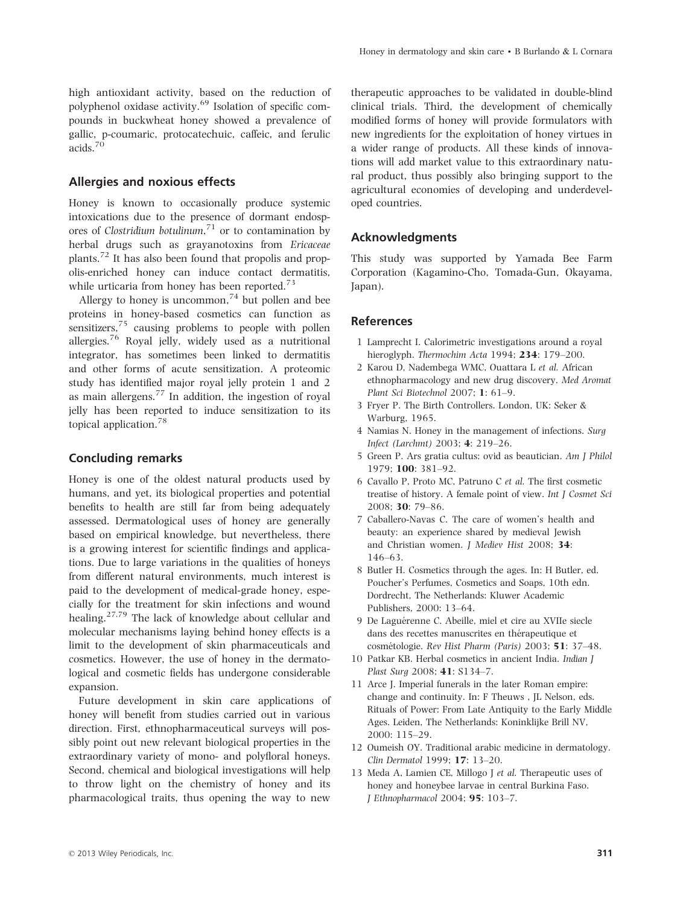high antioxidant activity, based on the reduction of polyphenol oxidase activity.[69] Isolation of specific compounds in buckwheat honey showed a prevalence of gallic, p-coumaric, protocatechuic, caffeic, and ferulic acids.[70]

## Allergies and noxious effects

Honey is known to occasionally produce systemic intoxications due to the presence of dormant endospores of *Clostridium botulinum*,[71] or to contamination by herbal drugs such as grayanotoxins from *Ericaceae* plants.[72] It has also been found that propolis and propolis-enriched honey can induce contact dermatitis, while urticaria from honey has been reported.[73]

Allergy to honey is uncommon,[74] but pollen and bee proteins in honey-based cosmetics can function as sensitizers,[75] causing problems to people with pollen allergies.[76] Royal jelly, widely used as a nutritional integrator, has sometimes been linked to dermatitis and other forms of acute sensitization. A proteomic study has identified major royal jelly protein 1 and 2 as main allergens.[77] In addition, the ingestion of royal jelly has been reported to induce sensitization to its topical application.[78]

## Concluding remarks

Honey is one of the oldest natural products used by humans, and yet, its biological properties and potential benefits to health are still far from being adequately assessed. Dermatological uses of honey are generally based on empirical knowledge, but nevertheless, there is a growing interest for scientific findings and applications. Due to large variations in the qualities of honeys from different natural environments, much interest is paid to the development of medical-grade honey, especially for the treatment for skin infections and wound healing.[27,79] The lack of knowledge about cellular and molecular mechanisms laying behind honey effects is a limit to the development of skin pharmaceuticals and cosmetics. However, the use of honey in the dermatological and cosmetic fields has undergone considerable expansion.

Future development in skin care applications of honey will benefit from studies carried out in various direction. First, ethnopharmaceutical surveys will possibly point out new relevant biological properties in the extraordinary variety of mono- and polyfloral honeys. Second, chemical and biological investigations will help to throw light on the chemistry of honey and its pharmacological traits, thus opening the way to new therapeutic approaches to be validated in double-blind clinical trials. Third, the development of chemically modified forms of honey will provide formulators with new ingredients for the exploitation of honey virtues in a wider range of products. All these kinds of innovations will add market value to this extraordinary natural product, thus possibly also bringing support to the agricultural economies of developing and underdeveloped countries.

## Acknowledgments

This study was supported by Yamada Bee Farm Corporation (Kagamino-Cho, Tomada-Gun, Okayama, Japan).

## References

1 Lamprecht I. Calorimetric investigations around a royal hieroglyph. *Thermochim Acta* 1994; **234**: 179–200.

2 Karou D, Nadembega WMC, Ouattara L *et al.* African ethnopharmacology and new drug discovery. *Med Aromat Plant Sci Biotechnol* 2007; **1**: 61–9.

3 Fryer P. The Birth Controllers. London, UK: Seker & Warburg, 1965.

4 Namias N. Honey in the management of infections. *Surg Infect (Larchmt)* 2003; **4**: 219–26.

5 Green P. Ars gratia cultus: ovid as beautician. *Am J Philol* 1979; **100**: 381–92.

6 Cavallo P, Proto MC, Patruno C *et al.* The first cosmetic treatise of history. A female point of view. *Int J Cosmet Sci* 2008; **30**: 79–86.

7 Caballero-Navas C. The care of women's health and beauty: an experience shared by medieval Jewish and Christian women. *J Mediev Hist* 2008; **34**: 146–63.

8 Butler H. Cosmetics through the ages. In: H Butler, ed. Poucher's Perfumes, Cosmetics and Soaps, 10th edn. Dordrecht, The Netherlands: Kluwer Academic Publishers, 2000: 13–64.

9 De Laguérenne C. Abeille, miel et cire au XVIIe siecle dans des recettes manuscrites en thérapeutique et cosmétologie. *Rev Hist Pharm (Paris)* 2003; **51**: 37–48.

10 Patkar KB. Herbal cosmetics in ancient India. *Indian J Plast Surg* 2008; **41**: S134–7.

11 Arce J. Imperial funerals in the later Roman empire: change and continuity. In: F Theuws , JL Nelson, eds. Rituals of Power: From Late Antiquity to the Early Middle Ages. Leiden, The Netherlands: Koninklijke Brill NV, 2000: 115–29.

12 Oumeish OY. Traditional arabic medicine in dermatology. *Clin Dermatol* 1999; **17**: 13–20.

13 Meda A, Lamien CE, Millogo J *et al.* Therapeutic uses of honey and honeybee larvae in central Burkina Faso. *J Ethnopharmacol* 2004; **95**: 103–7.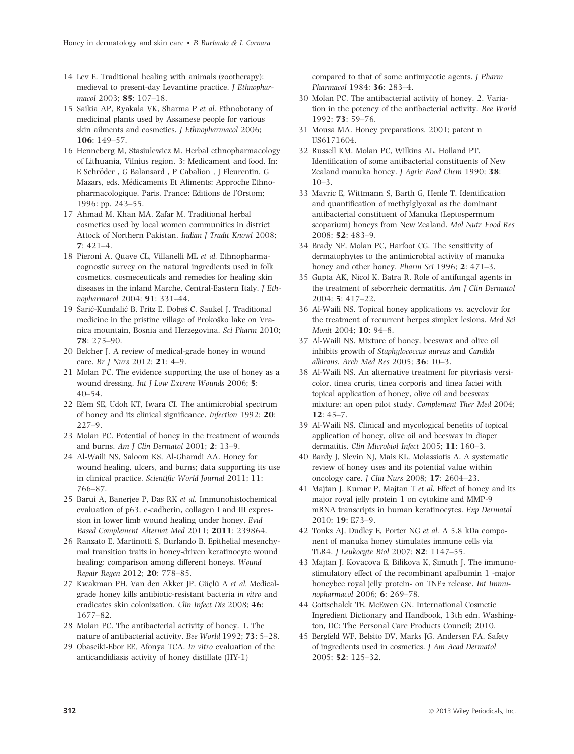14 Lev E. Traditional healing with animals (zootherapy): medieval to present-day Levantine practice. *J Ethnopharmacol* 2003; **85**: 107–18.

15 Saikia AP, Ryakala VK, Sharma P *et al.* Ethnobotany of medicinal plants used by Assamese people for various skin ailments and cosmetics. *J Ethnopharmacol* 2006; **106**: 149–57.

16 Henneberg M, Stasiulewicz M. Herbal ethnopharmacology of Lithuania, Vilnius region. 3: Medicament and food. In: E Schröder , G Balansard , P Cabalion , J Fleurentin, G Mazars, eds. Médicaments Et Aliments: Approche Ethnopharmacologique. Paris, France: Editions de l'Orstom; 1996: pp. 243–55.

17 Ahmad M, Khan MA, Zafar M. Traditional herbal cosmetics used by local women communities in district Attock of Northern Pakistan. *Indian J Tradit Knowl* 2008; **7**: 421–4.

18 Pieroni A, Quave CL, Villanelli ML *et al.* Ethnopharmacognostic survey on the natural ingredients used in folk cosmetics, cosmeceuticals and remedies for healing skin diseases in the inland Marche, Central-Eastern Italy. *J Ethnopharmacol* 2004; **91**: 331–44.

19 Šarić-Kundalić B, Fritz E, Dobeš C, Saukel J. Traditional medicine in the pristine village of Prokoško lake on Vranica mountain, Bosnia and Herzegovina. *Sci Pharm* 2010; **78**: 275–90.

20 Belcher J. A review of medical-grade honey in wound care. *Br J Nurs* 2012; **21**: 4–9.

21 Molan PC. The evidence supporting the use of honey as a wound dressing. *Int J Low Extrem Wounds* 2006; **5**: 40–54.

22 Efem SE, Udoh KT, Iwara CI. The antimicrobial spectrum of honey and its clinical significance. *Infection* 1992; **20**: 227–9.

23 Molan PC. Potential of honey in the treatment of wounds and burns. *Am J Clin Dermatol* 2001; **2**: 13–9.

24 Al-Waili NS, Saloom KS, Al-Ghamdi AA. Honey for wound healing, ulcers, and burns; data supporting its use in clinical practice. *Scientific World Journal* 2011; **11**: 766–87.

25 Barui A, Banerjee P, Das RK *et al.* Immunohistochemical evaluation of p63, e-cadherin, collagen I and III expression in lower limb wound healing under honey. *Evid Based Complement Alternat Med* 2011; **2011**: 239864.

26 Ranzato E, Martinotti S, Burlando B. Epithelial mesenchymal transition traits in honey-driven keratinocyte wound healing: comparison among different honeys. *Wound Repair Regen* 2012; **20**: 778–85.

27 Kwakman PH, Van den Akker JP, Güçlü A *et al.* Medical-grade honey kills antibiotic-resistant bacteria *in vitro* and eradicates skin colonization. *Clin Infect Dis* 2008; **46**: 1677–82.

28 Molan PC. The antibacterial activity of honey. 1. The nature of antibacterial activity. *Bee World* 1992; **73**: 5–28.

29 Obaseiki-Ebor EE, Afonya TCA. *In vitro* evaluation of the anticandidiasis activity of honey distillate (HY-1) compared to that of some antimycotic agents. *J Pharm Pharmacol* 1984; **36**: 283–4.

30 Molan PC. The antibacterial activity of honey. 2. Variation in the potency of the antibacterial activity. *Bee World* 1992; **73**: 59–76.

31 Mousa MA. Honey preparations. 2001; patent n US6171604.

32 Russell KM, Molan PC, Wilkins AL, Holland PT. Identification of some antibacterial constituents of New Zealand manuka honey. *J Agric Food Chem* 1990; **38**: 10–3.

33 Mavric E, Wittmann S, Barth G, Henle T. Identification and quantification of methylglyoxal as the dominant antibacterial constituent of Manuka (Leptospermum scoparium) honeys from New Zealand. *Mol Nutr Food Res* 2008; **52**: 483–9.

34 Brady NF, Molan PC, Harfoot CG. The sensitivity of dermatophytes to the antimicrobial activity of manuka honey and other honey. *Pharm Sci* 1996; **2**: 471–3.

35 Gupta AK, Nicol K, Batra R. Role of antifungal agents in the treatment of seborrheic dermatitis. *Am J Clin Dermatol* 2004; **5**: 417–22.

36 Al-Waili NS. Topical honey applications vs. acyclovir for the treatment of recurrent herpes simplex lesions. *Med Sci Monit* 2004; **10**: 94–8.

37 Al-Waili NS. Mixture of honey, beeswax and olive oil inhibits growth of *Staphylococcus aureus* and *Candida albicans*. *Arch Med Res* 2005; **36**: 10–3.

38 Al-Waili NS. An alternative treatment for pityriasis versicolor, tinea cruris, tinea corporis and tinea faciei with topical application of honey, olive oil and beeswax mixture: an open pilot study. *Complement Ther Med* 2004; **12**: 45–7.

39 Al-Waili NS. Clinical and mycological benefits of topical application of honey, olive oil and beeswax in diaper dermatitis. *Clin Microbiol Infect* 2005; **11**: 160–3.

40 Bardy J, Slevin NJ, Mais KL, Molassiotis A. A systematic review of honey uses and its potential value within oncology care. *J Clin Nurs* 2008; **17**: 2604–23.

41 Majtan J, Kumar P, Majtan T *et al.* Effect of honey and its major royal jelly protein 1 on cytokine and MMP-9 mRNA transcripts in human keratinocytes. *Exp Dermatol* 2010; **19**: E73–9.

42 Tonks AJ, Dudley E, Porter NG *et al.* A 5.8 kDa component of manuka honey stimulates immune cells via TLR4. *J Leukocyte Biol* 2007; **82**: 1147–55.

43 Majtan J, Kovacova E, Bilikova K, Simuth J. The immunostimulatory effect of the recombinant apalbumin 1 -major honeybee royal jelly protein- on TNFα release. *Int Immunopharmacol* 2006; **6**: 269–78.

44 Gottschalck TE, McEwen GN. International Cosmetic Ingredient Dictionary and Handbook, 13th edn. Washington, DC: The Personal Care Products Council; 2010.

45 Bergfeld WF, Belsito DV, Marks JG, Andersen FA. Safety of ingredients used in cosmetics. *J Am Acad Dermatol* 2005; **52**: 125–32.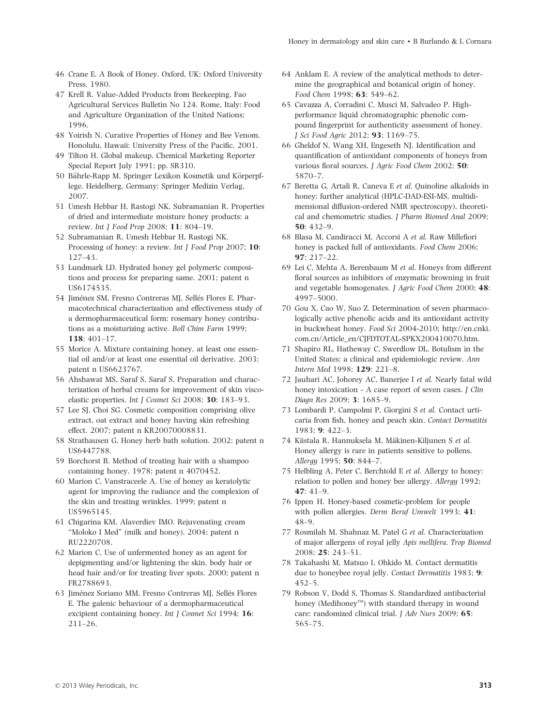46 Crane E. A Book of Honey. Oxford, UK: Oxford University Press, 1980.

47 Krell R. Value-Added Products from Beekeeping. Fao Agricultural Services Bulletin No 124. Rome, Italy: Food and Agriculture Organization of the United Nations; 1996.

48 Yoirish N. Curative Properties of Honey and Bee Venom. Honolulu, Hawaii: University Press of the Pacific, 2001.

49 Tilton H. Global makeup. Chemical Marketing Reporter Special Report July 1991; pp. SR310.

50 Bährle-Rapp M. Springer Lexikon Kosmetik und Körperpflege. Heidelberg, Germany: Springer Medizin Verlag, 2007.

51 Umesh Hebbar H, Rastogi NK, Subramanian R. Properties of dried and intermediate moisture honey products: a review. *Int J Food Prop* 2008; **11**: 804–19.

52 Subramanian R, Umesh Hebbar H, Rastogi NK. Processing of honey: a review. *Int J Food Prop* 2007; **10**: 127–43.

53 Lundmark LD. Hydrated honey gel polymeric compositions and process for preparing same. 2001; patent n US6174535.

54 Jiménez SM, Fresno Contreras MJ, Sellés Flores E. Pharmacotechnical characterization and effectiveness study of a dermopharmaceutical form: rosemary honey contributions as a moisturizing active. *Boll Chim Farm* 1999; **138**: 401–17.

55 Morice A. Mixture containing honey, at least one essential oil and/or at least one essential oil derivative. 2003; patent n US6623767.

56 Ahshawat MS, Saraf S, Saraf S. Preparation and characterization of herbal creams for improvement of skin viscoelastic properties. *Int J Cosmet Sci* 2008; **30**: 183–93.

57 Lee SJ, Choi SG. Cosmetic composition comprising olive extract, oat extract and honey having skin refreshing effect. 2007; patent n KR20070008831.

58 Strathausen G. Honey herb bath solution. 2002; patent n US6447788.

59 Borchorst B. Method of treating hair with a shampoo containing honey. 1978; patent n 4070452.

60 Marion C, Vanstraceele A. Use of honey as keratolytic agent for improving the radiance and the complexion of the skin and treating wrinkles. 1999; patent n US5965145.

61 Chigarina KM, Alaverdiev IMO. Rejuvenating cream "Moloko I Med" (milk and honey). 2004; patent n RU2220708.

62 Marion C. Use of unfermented honey as an agent for depigmenting and/or lightening the skin, body hair or head hair and/or for treating liver spots. 2000; patent n FR2788693.

63 Jiménez Soriano MM, Fresno Contreras MJ, Sellés Flores E. The galenic behaviour of a dermopharmaceutical excipient containing honey. *Int J Cosmet Sci* 1994; **16**: 211–26.

64 Anklam E. A review of the analytical methods to determine the geographical and botanical origin of honey. *Food Chem* 1998; **63**: 549–62.

65 Cavazza A, Corradini C, Musci M, Salvadeo P. High-performance liquid chromatographic phenolic compound fingerprint for authenticity assessment of honey. *J Sci Food Agric* 2012; **93**: 1169–75.

66 Gheldof N, Wang XH, Engeseth NJ. Identification and quantification of antioxidant components of honeys from various floral sources. *J Agric Food Chem* 2002; **50**: 5870–7.

67 Beretta G, Artali R, Caneva E *et al.* Quinoline alkaloids in honey: further analytical (HPLC-DAD-ESI-MS, multidimensional diffusion-ordered NMR spectroscopy), theoretical and chemometric studies. *J Pharm Biomed Anal* 2009; **50**: 432–9.

68 Blasa M, Candiracci M, Accorsi A *et al.* Raw Millefiori honey is packed full of antioxidants. *Food Chem* 2006; **97**: 217–22.

69 Lei C, Mehta A, Berenbaum M *et al.* Honeys from different floral sources as inhibitors of enzymatic browning in fruit and vegetable homogenates. *J Agric Food Chem* 2000; **48**: 4997–5000.

70 Gou X, Cao W, Suo Z. Determination of seven pharmacologically active phenolic acids and its antioxidant activity in buckwheat honey. *Food Sci* 2004-2010; http://en.cnki.com.cn/Article_en/CJFDTOTAL-SPKX200410070.htm.

71 Shapiro RL, Hatheway C, Swerdlow DL. Botulism in the United States: a clinical and epidemiologic review. *Ann Intern Med* 1998; **129**: 221–8.

72 Jauhari AC, Johorey AC, Banerjee I *et al.* Nearly fatal wild honey intoxication - A case report of seven cases. *J Clin Diagn Res* 2009; **3**: 1685–9.

73 Lombardi P, Campolmi P, Giorgini S *et al.* Contact urticaria from fish, honey and peach skin. *Contact Dermatitis* 1983; **9**: 422–3.

74 Kiistala R, Hannuksela M, Mäkinen-Kiljunen S *et al.* Honey allergy is rare in patients sensitive to pollens. *Allergy* 1995; **50**: 844–7.

75 Helbling A, Peter C, Berchtold E *et al.* Allergy to honey: relation to pollen and honey bee allergy. *Allergy* 1992; **47**: 41–9.

76 Ippen H. Honey-based cosmetic-problem for people with pollen allergies. *Derm Beruf Umwelt* 1993; **41**: 48–9.

77 Rosmilah M, Shahnaz M, Patel G *et al.* Characterization of major allergens of royal jelly *Apis mellifera*. *Trop Biomed* 2008; **25**: 243–51.

78 Takahashi M, Matsuo I, Ohkido M. Contact dermatitis due to honeybee royal jelly. *Contact Dermatitis* 1983; **9**: 452–5.

79 Robson V, Dodd S, Thomas S. Standardized antibacterial honey (Medihoney™) with standard therapy in wound care: randomized clinical trial. *J Adv Nurs* 2009; **65**: 565–75.